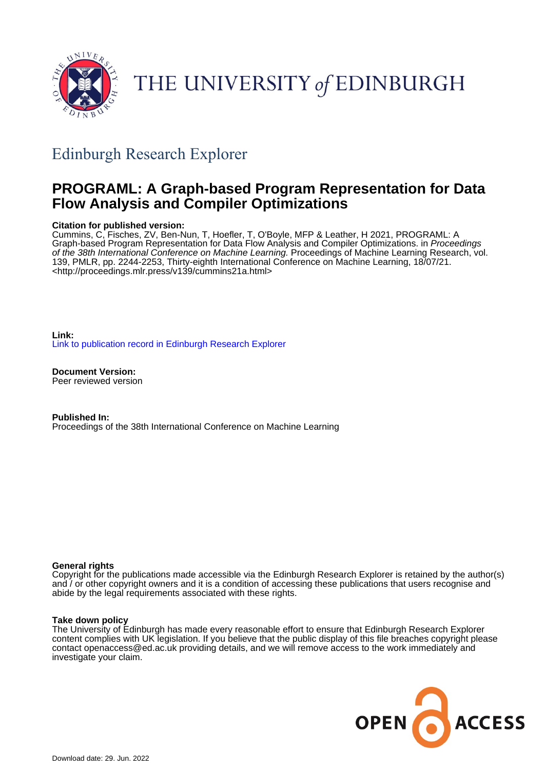THE UNIVERSITY *of* EDINBURGH

## Edinburgh Research Explorer

# PROGRAML: A Graph-based Program Representation for Data Flow Analysis and Compiler Optimizations

**Citation for published version:**
Cummins, C, Fisches, ZV, Ben-Nun, T, Hoefler, T, O'Boyle, MFP & Leather, H 2021, PROGRAML: A Graph-based Program Representation for Data Flow Analysis and Compiler Optimizations. in *Proceedings of the 38th International Conference on Machine Learning.* Proceedings of Machine Learning Research, vol. 139, PMLR, pp. 2244-2253, Thirty-eighth International Conference on Machine Learning, 18/07/21. <http://proceedings.mlr.press/v139/cummins21a.html>

**Link:**
Link to publication record in Edinburgh Research Explorer

**Document Version:**
Peer reviewed version

**Published In:**
Proceedings of the 38th International Conference on Machine Learning

**General rights**
Copyright for the publications made accessible via the Edinburgh Research Explorer is retained by the author(s) and / or other copyright owners and it is a condition of accessing these publications that users recognise and abide by the legal requirements associated with these rights.

**Take down policy**
The University of Edinburgh has made every reasonable effort to ensure that Edinburgh Research Explorer content complies with UK legislation. If you believe that the public display of this file breaches copyright please contact openaccess@ed.ac.uk providing details, and we will remove access to the work immediately and investigate your claim.

OPEN ACCESS

Download date: 29. Jun. 2022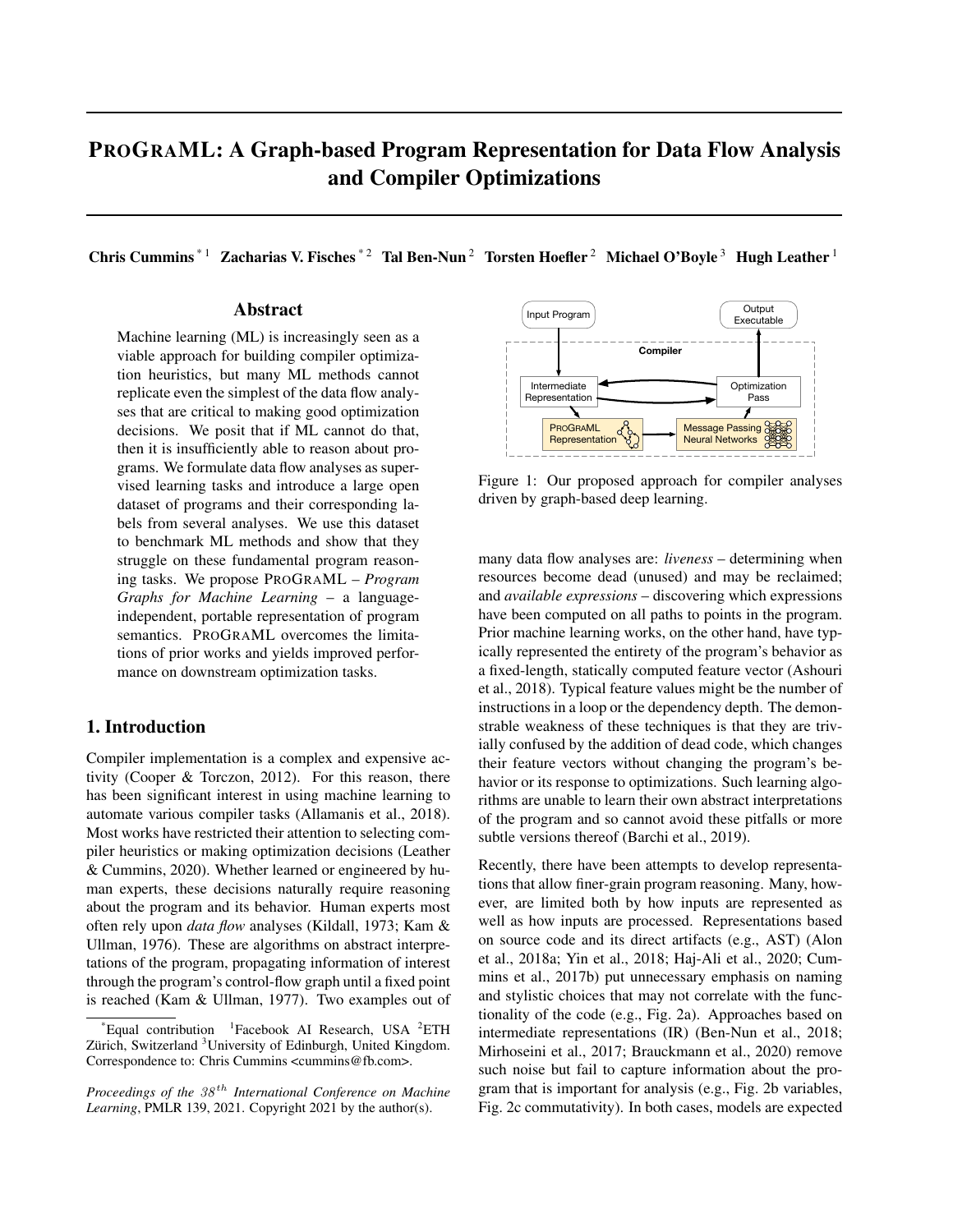# PROGRAML: A Graph-based Program Representation for Data Flow Analysis and Compiler Optimizations

**Chris Cummins** [* 1] **Zacharias V. Fisches** [* 2] **Tal Ben-Nun** [2] **Torsten Hoefler** [2] **Michael O'Boyle** [3] **Hugh Leather** [1]

## Abstract

Machine learning (ML) is increasingly seen as a viable approach for building compiler optimization heuristics, but many ML methods cannot replicate even the simplest of the data flow analyses that are critical to making good optimization decisions. We posit that if ML cannot do that, then it is insufficiently able to reason about programs. We formulate data flow analyses as supervised learning tasks and introduce a large open dataset of programs and their corresponding labels from several analyses. We use this dataset to benchmark ML methods and show that they struggle on these fundamental program reasoning tasks. We propose PROGRAML – *Program Graphs for Machine Learning* – a language-independent, portable representation of program semantics. PROGRAML overcomes the limitations of prior works and yields improved performance on downstream optimization tasks.

## 1. Introduction

Compiler implementation is a complex and expensive activity (Cooper & Torczon, 2012). For this reason, there has been significant interest in using machine learning to automate various compiler tasks (Allamanis et al., 2018). Most works have restricted their attention to selecting compiler heuristics or making optimization decisions (Leather & Cummins, 2020). Whether learned or engineered by human experts, these decisions naturally require reasoning about the program and its behavior. Human experts most often rely upon *data flow* analyses (Kildall, 1973; Kam & Ullman, 1976). These are algorithms on abstract interpretations of the program, propagating information of interest through the program's control-flow graph until a fixed point is reached (Kam & Ullman, 1977). Two examples out of

Input Program → Compiler: Intermediate Representation ⇄ Optimization Pass → Output Executable; PROGRAML Representation → Message Passing Neural Networks

Figure 1: Our proposed approach for compiler analyses driven by graph-based deep learning.

many data flow analyses are: *liveness* – determining when resources become dead (unused) and may be reclaimed; and *available expressions* – discovering which expressions have been computed on all paths to points in the program. Prior machine learning works, on the other hand, have typically represented the entirety of the program's behavior as a fixed-length, statically computed feature vector (Ashouri et al., 2018). Typical feature values might be the number of instructions in a loop or the dependency depth. The demonstrable weakness of these techniques is that they are trivially confused by the addition of dead code, which changes their feature vectors without changing the program's behavior or its response to optimizations. Such learning algorithms are unable to learn their own abstract interpretations of the program and so cannot avoid these pitfalls or more subtle versions thereof (Barchi et al., 2019).

Recently, there have been attempts to develop representations that allow finer-grain program reasoning. Many, however, are limited both by how inputs are represented as well as how inputs are processed. Representations based on source code and its direct artifacts (e.g., AST) (Alon et al., 2018a; Yin et al., 2018; Haj-Ali et al., 2020; Cummins et al., 2017b) put unnecessary emphasis on naming and stylistic choices that may not correlate with the functionality of the code (e.g., Fig. 2a). Approaches based on intermediate representations (IR) (Ben-Nun et al., 2018; Mirhoseini et al., 2017; Brauckmann et al., 2020) remove such noise but fail to capture information about the program that is important for analysis (e.g., Fig. 2b variables, Fig. 2c commutativity). In both cases, models are expected

[*] Equal contribution [1] Facebook AI Research, USA [2] ETH Zürich, Switzerland [3] University of Edinburgh, United Kingdom. Correspondence to: Chris Cummins <cummins@fb.com>.

*Proceedings of the 38th International Conference on Machine Learning*, PMLR 139, 2021. Copyright 2021 by the author(s).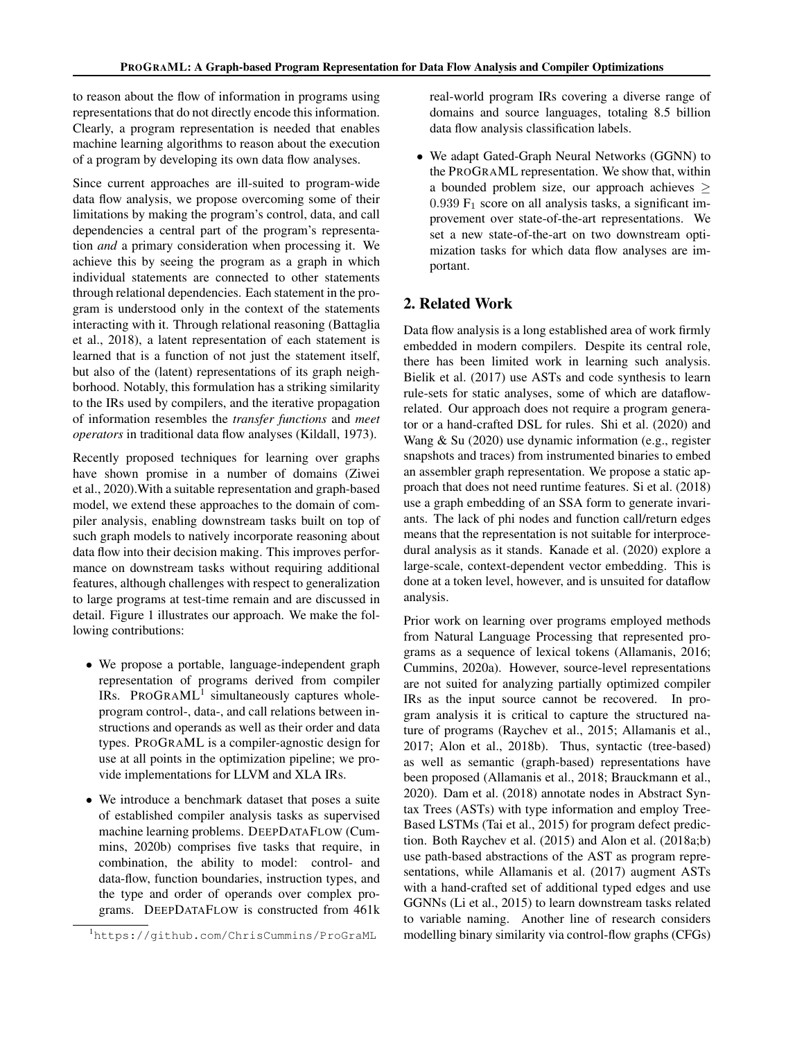to reason about the flow of information in programs using representations that do not directly encode this information. Clearly, a program representation is needed that enables machine learning algorithms to reason about the execution of a program by developing its own data flow analyses.

Since current approaches are ill-suited to program-wide data flow analysis, we propose overcoming some of their limitations by making the program's control, data, and call dependencies a central part of the program's representation *and* a primary consideration when processing it. We achieve this by seeing the program as a graph in which individual statements are connected to other statements through relational dependencies. Each statement in the program is understood only in the context of the statements interacting with it. Through relational reasoning (Battaglia et al., 2018), a latent representation of each statement is learned that is a function of not just the statement itself, but also of the (latent) representations of its graph neighborhood. Notably, this formulation has a striking similarity to the IRs used by compilers, and the iterative propagation of information resembles the *transfer functions* and *meet operators* in traditional data flow analyses (Kildall, 1973).

Recently proposed techniques for learning over graphs have shown promise in a number of domains (Ziwei et al., 2020).With a suitable representation and graph-based model, we extend these approaches to the domain of compiler analysis, enabling downstream tasks built on top of such graph models to natively incorporate reasoning about data flow into their decision making. This improves performance on downstream tasks without requiring additional features, although challenges with respect to generalization to large programs at test-time remain and are discussed in detail. Figure 1 illustrates our approach. We make the following contributions:

- We propose a portable, language-independent graph representation of programs derived from compiler IRs. PROGRAML[1] simultaneously captures whole-program control-, data-, and call relations between instructions and operands as well as their order and data types. PROGRAML is a compiler-agnostic design for use at all points in the optimization pipeline; we provide implementations for LLVM and XLA IRs.
- We introduce a benchmark dataset that poses a suite of established compiler analysis tasks as supervised machine learning problems. DEEPDATAFLOW (Cummins, 2020b) comprises five tasks that require, in combination, the ability to model: control- and data-flow, function boundaries, instruction types, and the type and order of operands over complex programs. DEEPDATAFLOW is constructed from 461k real-world program IRs covering a diverse range of domains and source languages, totaling 8.5 billion data flow analysis classification labels.
- We adapt Gated-Graph Neural Networks (GGNN) to the PROGRAML representation. We show that, within a bounded problem size, our approach achieves $\geq 0.939$ $F_1$ score on all analysis tasks, a significant improvement over state-of-the-art representations. We set a new state-of-the-art on two downstream optimization tasks for which data flow analyses are important.

[1] https://github.com/ChrisCummins/ProGraML

## 2. Related Work

Data flow analysis is a long established area of work firmly embedded in modern compilers. Despite its central role, there has been limited work in learning such analysis. Bielik et al. (2017) use ASTs and code synthesis to learn rule-sets for static analyses, some of which are dataflow-related. Our approach does not require a program generator or a hand-crafted DSL for rules. Shi et al. (2020) and Wang & Su (2020) use dynamic information (e.g., register snapshots and traces) from instrumented binaries to embed an assembler graph representation. We propose a static approach that does not need runtime features. Si et al. (2018) use a graph embedding of an SSA form to generate invariants. The lack of phi nodes and function call/return edges means that the representation is not suitable for interprocedural analysis as it stands. Kanade et al. (2020) explore a large-scale, context-dependent vector embedding. This is done at a token level, however, and is unsuited for dataflow analysis.

Prior work on learning over programs employed methods from Natural Language Processing that represented programs as a sequence of lexical tokens (Allamanis, 2016; Cummins, 2020a). However, source-level representations are not suited for analyzing partially optimized compiler IRs as the input source cannot be recovered. In program analysis it is critical to capture the structured nature of programs (Raychev et al., 2015; Allamanis et al., 2017; Alon et al., 2018b). Thus, syntactic (tree-based) as well as semantic (graph-based) representations have been proposed (Allamanis et al., 2018; Brauckmann et al., 2020). Dam et al. (2018) annotate nodes in Abstract Syntax Trees (ASTs) with type information and employ Tree-Based LSTMs (Tai et al., 2015) for program defect prediction. Both Raychev et al. (2015) and Alon et al. (2018a;b) use path-based abstractions of the AST as program representations, while Allamanis et al. (2017) augment ASTs with a hand-crafted set of additional typed edges and use GGNNs (Li et al., 2015) to learn downstream tasks related to variable naming. Another line of research considers modelling binary similarity via control-flow graphs (CFGs)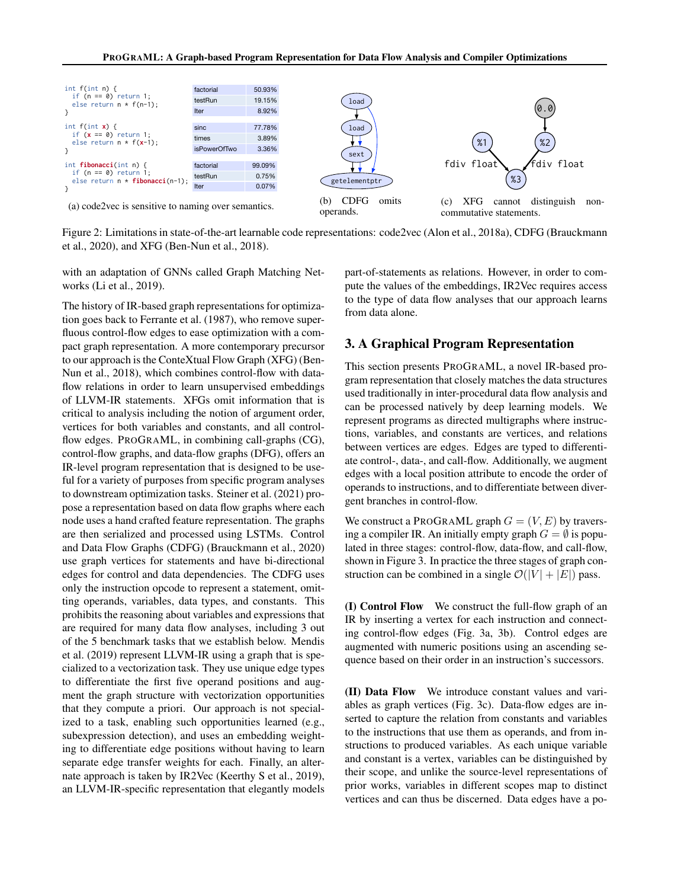```
int f(int n) {
  if (n == 0) return 1;
  else return n * f(n-1);
}
```

| | |
|---|---|
| factorial | 50.93% |
| testRun | 19.15% |
| Iter | 8.92% |

```
int f(int x) {
  if (x == 0) return 1;
  else return n * f(x-1);
}
```

| | |
|---|---|
| sinc | 77.78% |
| times | 3.89% |
| isPowerOfTwo | 3.36% |

```
int fibonacci(int n) {
  if (n == 0) return 1;
  else return n * fibonacci(n-1);
}
```

| | |
|---|---|
| factorial | 99.09% |
| testRun | 0.75% |
| Iter | 0.07% |

(a) code2vec is sensitive to naming over semantics.

load, load, sext, getelementptr

(b) CDFG omits operands.

0.0, %1, %2, fdiv float, fdiv float, %3

(c) XFG cannot distinguish non-commutative statements.

Figure 2: Limitations in state-of-the-art learnable code representations: code2vec (Alon et al., 2018a), CDFG (Brauckmann et al., 2020), and XFG (Ben-Nun et al., 2018).

with an adaptation of GNNs called Graph Matching Networks (Li et al., 2019).

The history of IR-based graph representations for optimization goes back to Ferrante et al. (1987), who remove superfluous control-flow edges to ease optimization with a compact graph representation. A more contemporary precursor to our approach is the ConteXtual Flow Graph (XFG) (Ben-Nun et al., 2018), which combines control-flow with data-flow relations in order to learn unsupervised embeddings of LLVM-IR statements. XFGs omit information that is critical to analysis including the notion of argument order, vertices for both variables and constants, and all control-flow edges. PROGRAML, in combining call-graphs (CG), control-flow graphs, and data-flow graphs (DFG), offers an IR-level program representation that is designed to be useful for a variety of purposes from specific program analyses to downstream optimization tasks. Steiner et al. (2021) propose a representation based on data flow graphs where each node uses a hand crafted feature representation. The graphs are then serialized and processed using LSTMs. Control and Data Flow Graphs (CDFG) (Brauckmann et al., 2020) use graph vertices for statements and have bi-directional edges for control and data dependencies. The CDFG uses only the instruction opcode to represent a statement, omitting operands, variables, data types, and constants. This prohibits the reasoning about variables and expressions that are required for many data flow analyses, including 3 out of the 5 benchmark tasks that we establish below. Mendis et al. (2019) represent LLVM-IR using a graph that is specialized to a vectorization task. They use unique edge types to differentiate the first five operand positions and augment the graph structure with vectorization opportunities that they compute a priori. Our approach is not specialized to a task, enabling such opportunities learned (e.g., subexpression detection), and uses an embedding weighting to differentiate edge positions without having to learn separate edge transfer weights for each. Finally, an alternate approach is taken by IR2Vec (Keerthy S et al., 2019), an LLVM-IR-specific representation that elegantly models part-of-statements as relations. However, in order to compute the values of the embeddings, IR2Vec requires access to the type of data flow analyses that our approach learns from data alone.

## 3. A Graphical Program Representation

This section presents PROGRAML, a novel IR-based program representation that closely matches the data structures used traditionally in inter-procedural data flow analysis and can be processed natively by deep learning models. We represent programs as directed multigraphs where instructions, variables, and constants are vertices, and relations between vertices are edges. Edges are typed to differentiate control-, data-, and call-flow. Additionally, we augment edges with a local position attribute to encode the order of operands to instructions, and to differentiate between divergent branches in control-flow.

We construct a PROGRAML graph $G = (V, E)$ by traversing a compiler IR. An initially empty graph $G = \emptyset$ is populated in three stages: control-flow, data-flow, and call-flow, shown in Figure 3. In practice the three stages of graph construction can be combined in a single $\mathcal{O}(|V| + |E|)$ pass.

**(I) Control Flow** We construct the full-flow graph of an IR by inserting a vertex for each instruction and connecting control-flow edges (Fig. 3a, 3b). Control edges are augmented with numeric positions using an ascending sequence based on their order in an instruction's successors.

**(II) Data Flow** We introduce constant values and variables as graph vertices (Fig. 3c). Data-flow edges are inserted to capture the relation from constants and variables to the instructions that use them as operands, and from instructions to produced variables. As each unique variable and constant is a vertex, variables can be distinguished by their scope, and unlike the source-level representations of prior works, variables in different scopes map to distinct vertices and can thus be discerned. Data edges have a po-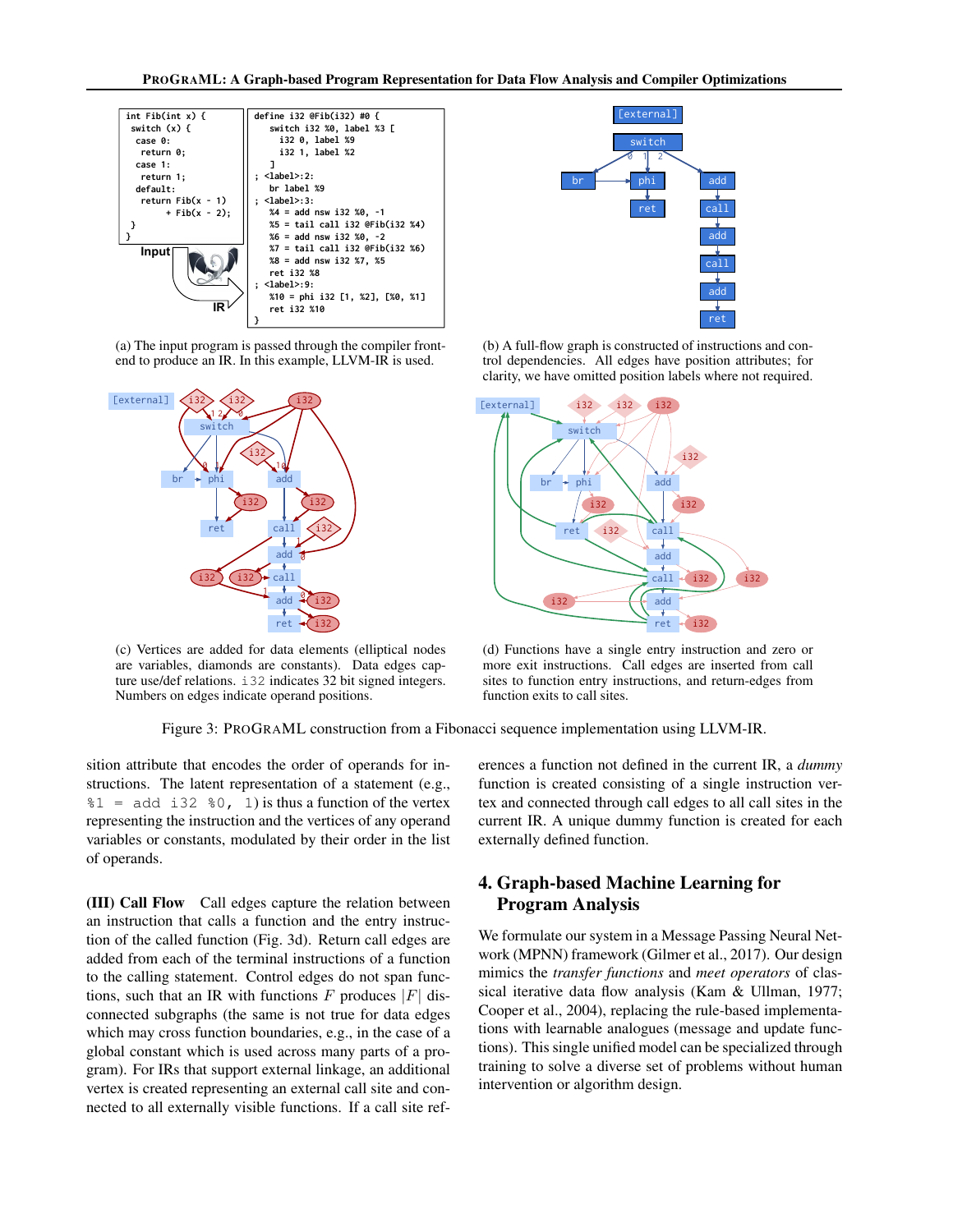```
int Fib(int x) {
  switch (x) {
    case 0:
      return 0;
    case 1:
      return 1;
    default:
      return Fib(x - 1)
           + Fib(x - 2);
  }
}
```

```
define i32 @Fib(i32) #0 {
  switch i32 %0, label %3 [
    i32 0, label %9
    i32 1, label %2
  ]
; <label>:2:
  br label %9
; <label>:3:
  %4 = add nsw i32 %0, -1
  %5 = tail call i32 @Fib(i32 %4)
  %6 = add nsw i32 %0, -2
  %7 = tail call i32 @Fib(i32 %6)
  %8 = add nsw i32 %7, %5
  ret i32 %8
; <label>:9:
  %10 = phi i32 [1, %2], [%0, %1]
  ret i32 %10
}
```

(a) The input program is passed through the compiler front-end to produce an IR. In this example, LLVM-IR is used.

(b) A full-flow graph is constructed of instructions and control dependencies. All edges have position attributes; for clarity, we have omitted position labels where not required.

(c) Vertices are added for data elements (elliptical nodes are variables, diamonds are constants). Data edges capture use/def relations. i32 indicates 32 bit signed integers. Numbers on edges indicate operand positions.

(d) Functions have a single entry instruction and zero or more exit instructions. Call edges are inserted from call sites to function entry instructions, and return-edges from function exits to call sites.

Figure 3: ProGraML construction from a Fibonacci sequence implementation using LLVM-IR.

sition attribute that encodes the order of operands for instructions. The latent representation of a statement (e.g., `%1 = add i32 %0, 1`) is thus a function of the vertex representing the instruction and the vertices of any operand variables or constants, modulated by their order in the list of operands.

**(III) Call Flow** Call edges capture the relation between an instruction that calls a function and the entry instruction of the called function (Fig. 3d). Return call edges are added from each of the terminal instructions of a function to the calling statement. Control edges do not span functions, such that an IR with functions $F$ produces $|F|$ disconnected subgraphs (the same is not true for data edges which may cross function boundaries, e.g., in the case of a global constant which is used across many parts of a program). For IRs that support external linkage, an additional vertex is created representing an external call site and connected to all externally visible functions. If a call site references a function not defined in the current IR, a *dummy* function is created consisting of a single instruction vertex and connected through call edges to all call sites in the current IR. A unique dummy function is created for each externally defined function.

## 4. Graph-based Machine Learning for Program Analysis

We formulate our system in a Message Passing Neural Network (MPNN) framework (Gilmer et al., 2017). Our design mimics the *transfer functions* and *meet operators* of classical iterative data flow analysis (Kam & Ullman, 1977; Cooper et al., 2004), replacing the rule-based implementations with learnable analogues (message and update functions). This single unified model can be specialized through training to solve a diverse set of problems without human intervention or algorithm design.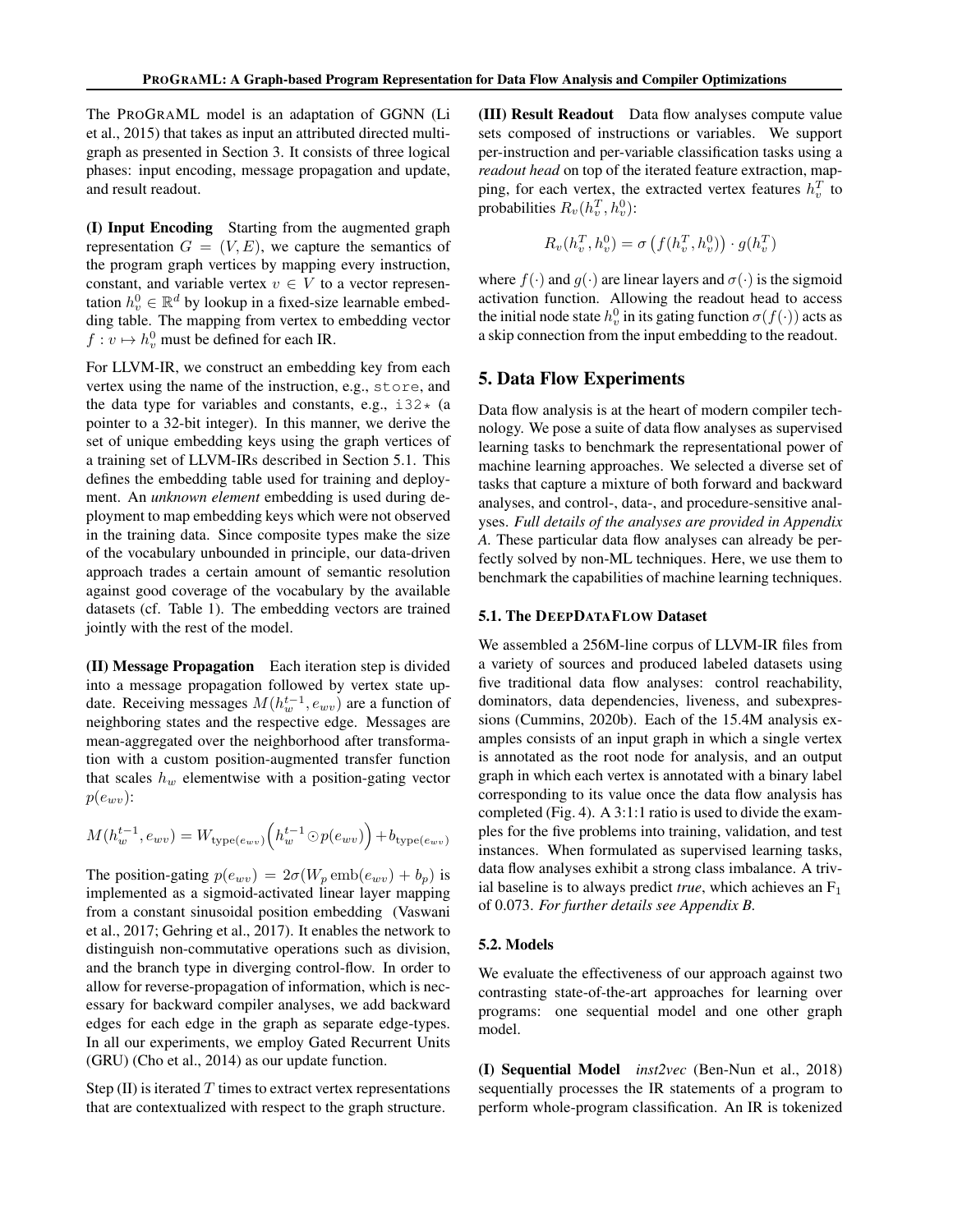The PROGRAML model is an adaptation of GGNN (Li et al., 2015) that takes as input an attributed directed multigraph as presented in Section 3. It consists of three logical phases: input encoding, message propagation and update, and result readout.

**(I) Input Encoding** Starting from the augmented graph representation $G = (V, E)$, we capture the semantics of the program graph vertices by mapping every instruction, constant, and variable vertex $v \in V$ to a vector representation $h_v^0 \in \mathbb{R}^d$ by lookup in a fixed-size learnable embedding table. The mapping from vertex to embedding vector $f : v \mapsto h_v^0$ must be defined for each IR.

For LLVM-IR, we construct an embedding key from each vertex using the name of the instruction, e.g., `store`, and the data type for variables and constants, e.g., `i32*` (a pointer to a 32-bit integer). In this manner, we derive the set of unique embedding keys using the graph vertices of a training set of LLVM-IRs described in Section 5.1. This defines the embedding table used for training and deployment. An *unknown element* embedding is used during deployment to map embedding keys which were not observed in the training data. Since composite types make the size of the vocabulary unbounded in principle, our data-driven approach trades a certain amount of semantic resolution against good coverage of the vocabulary by the available datasets (cf. Table 1). The embedding vectors are trained jointly with the rest of the model.

**(II) Message Propagation** Each iteration step is divided into a message propagation followed by vertex state update. Receiving messages $M(h_w^{t-1}, e_{wv})$ are a function of neighboring states and the respective edge. Messages are mean-aggregated over the neighborhood after transformation with a custom position-augmented transfer function that scales $h_w$ elementwise with a position-gating vector $p(e_{wv})$:

$$M(h_w^{t-1}, e_{wv}) = W_{\text{type}(e_{wv})}\Big(h_w^{t-1} \odot p(e_{wv})\Big) + b_{\text{type}(e_{wv})}$$

The position-gating $p(e_{wv}) = 2\sigma(W_p \, \text{emb}(e_{wv}) + b_p)$ is implemented as a sigmoid-activated linear layer mapping from a constant sinusoidal position embedding (Vaswani et al., 2017; Gehring et al., 2017). It enables the network to distinguish non-commutative operations such as division, and the branch type in diverging control-flow. In order to allow for reverse-propagation of information, which is necessary for backward compiler analyses, we add backward edges for each edge in the graph as separate edge-types. In all our experiments, we employ Gated Recurrent Units (GRU) (Cho et al., 2014) as our update function.

Step (II) is iterated $T$ times to extract vertex representations that are contextualized with respect to the graph structure.

**(III) Result Readout** Data flow analyses compute value sets composed of instructions or variables. We support per-instruction and per-variable classification tasks using a *readout head* on top of the iterated feature extraction, mapping, for each vertex, the extracted vertex features $h_v^T$ to probabilities $R_v(h_v^T, h_v^0)$:

$$R_v(h_v^T, h_v^0) = \sigma\left(f(h_v^T, h_v^0)\right) \cdot g(h_v^T)$$

where $f(\cdot)$ and $g(\cdot)$ are linear layers and $\sigma(\cdot)$ is the sigmoid activation function. Allowing the readout head to access the initial node state $h_v^0$ in its gating function $\sigma(f(\cdot))$ acts as a skip connection from the input embedding to the readout.

## 5. Data Flow Experiments

Data flow analysis is at the heart of modern compiler technology. We pose a suite of data flow analyses as supervised learning tasks to benchmark the representational power of machine learning approaches. We selected a diverse set of tasks that capture a mixture of both forward and backward analyses, and control-, data-, and procedure-sensitive analyses. *Full details of the analyses are provided in Appendix A.* These particular data flow analyses can already be perfectly solved by non-ML techniques. Here, we use them to benchmark the capabilities of machine learning techniques.

### 5.1. The DEEPDATAFLOW Dataset

We assembled a 256M-line corpus of LLVM-IR files from a variety of sources and produced labeled datasets using five traditional data flow analyses: control reachability, dominators, data dependencies, liveness, and subexpressions (Cummins, 2020b). Each of the 15.4M analysis examples consists of an input graph in which a single vertex is annotated as the root node for analysis, and an output graph in which each vertex is annotated with a binary label corresponding to its value once the data flow analysis has completed (Fig. 4). A 3:1:1 ratio is used to divide the examples for the five problems into training, validation, and test instances. When formulated as supervised learning tasks, data flow analyses exhibit a strong class imbalance. A trivial baseline is to always predict *true*, which achieves an $F_1$ of 0.073. *For further details see Appendix B.*

### 5.2. Models

We evaluate the effectiveness of our approach against two contrasting state-of-the-art approaches for learning over programs: one sequential model and one other graph model.

**(I) Sequential Model** *inst2vec* (Ben-Nun et al., 2018) sequentially processes the IR statements of a program to perform whole-program classification. An IR is tokenized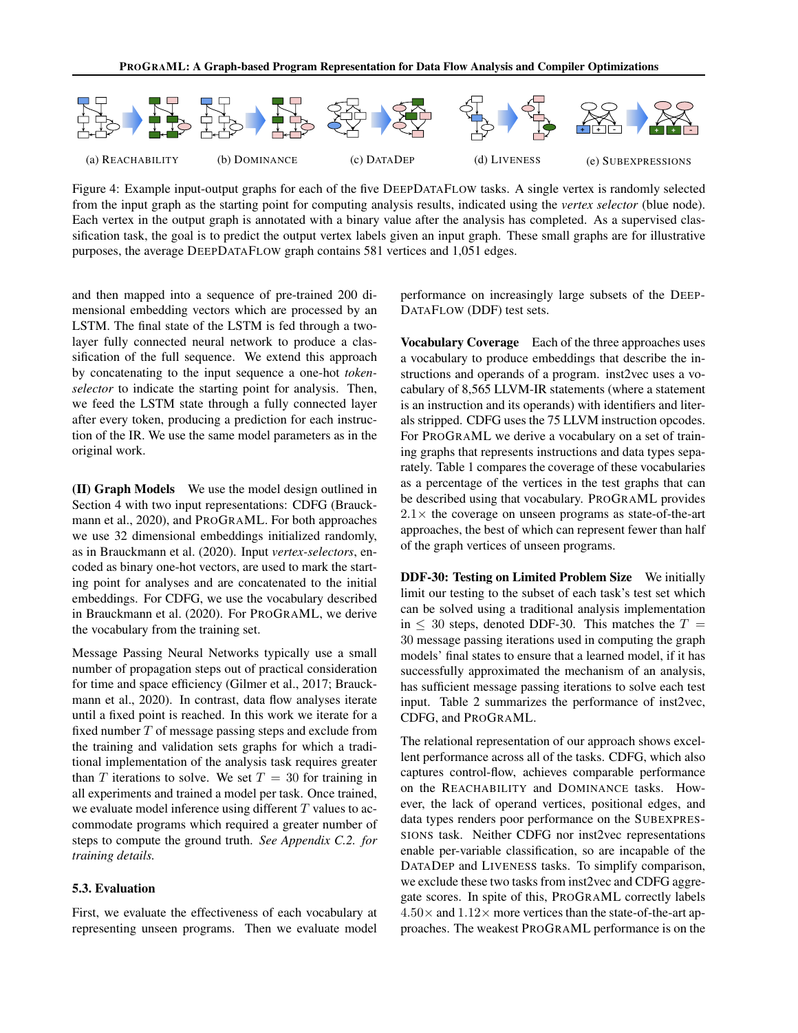(a) REACHABILITY (b) DOMINANCE (c) DATADEP (d) LIVENESS (e) SUBEXPRESSIONS

Figure 4: Example input-output graphs for each of the five DEEPDATAFLOW tasks. A single vertex is randomly selected from the input graph as the starting point for computing analysis results, indicated using the *vertex selector* (blue node). Each vertex in the output graph is annotated with a binary value after the analysis has completed. As a supervised classification task, the goal is to predict the output vertex labels given an input graph. These small graphs are for illustrative purposes, the average DEEPDATAFLOW graph contains 581 vertices and 1,051 edges.

and then mapped into a sequence of pre-trained 200 dimensional embedding vectors which are processed by an LSTM. The final state of the LSTM is fed through a two-layer fully connected neural network to produce a classification of the full sequence. We extend this approach by concatenating to the input sequence a one-hot *token-selector* to indicate the starting point for analysis. Then, we feed the LSTM state through a fully connected layer after every token, producing a prediction for each instruction of the IR. We use the same model parameters as in the original work.

**(II) Graph Models** We use the model design outlined in Section 4 with two input representations: CDFG (Brauckmann et al., 2020), and PROGRAML. For both approaches we use 32 dimensional embeddings initialized randomly, as in Brauckmann et al. (2020). Input *vertex-selectors*, encoded as binary one-hot vectors, are used to mark the starting point for analyses and are concatenated to the initial embeddings. For CDFG, we use the vocabulary described in Brauckmann et al. (2020). For PROGRAML, we derive the vocabulary from the training set.

Message Passing Neural Networks typically use a small number of propagation steps out of practical consideration for time and space efficiency (Gilmer et al., 2017; Brauckmann et al., 2020). In contrast, data flow analyses iterate until a fixed point is reached. In this work we iterate for a fixed number $T$ of message passing steps and exclude from the training and validation sets graphs for which a traditional implementation of the analysis task requires greater than $T$ iterations to solve. We set $T = 30$ for training in all experiments and trained a model per task. Once trained, we evaluate model inference using different $T$ values to accommodate programs which required a greater number of steps to compute the ground truth. *See Appendix C.2. for training details.*

### 5.3. Evaluation

First, we evaluate the effectiveness of each vocabulary at representing unseen programs. Then we evaluate model performance on increasingly large subsets of the DEEPDATAFLOW (DDF) test sets.

**Vocabulary Coverage** Each of the three approaches uses a vocabulary to produce embeddings that describe the instructions and operands of a program. inst2vec uses a vocabulary of 8,565 LLVM-IR statements (where a statement is an instruction and its operands) with identifiers and literals stripped. CDFG uses the 75 LLVM instruction opcodes. For PROGRAML we derive a vocabulary on a set of training graphs that represents instructions and data types separately. Table 1 compares the coverage of these vocabularies as a percentage of the vertices in the test graphs that can be described using that vocabulary. PROGRAML provides $2.1\times$ the coverage on unseen programs as state-of-the-art approaches, the best of which can represent fewer than half of the graph vertices of unseen programs.

**DDF-30: Testing on Limited Problem Size** We initially limit our testing to the subset of each task's test set which can be solved using a traditional analysis implementation in $\leq$ 30 steps, denoted DDF-30. This matches the $T$ = 30 message passing iterations used in computing the graph models' final states to ensure that a learned model, if it has successfully approximated the mechanism of an analysis, has sufficient message passing iterations to solve each test input. Table 2 summarizes the performance of inst2vec, CDFG, and PROGRAML.

The relational representation of our approach shows excellent performance across all of the tasks. CDFG, which also captures control-flow, achieves comparable performance on the REACHABILITY and DOMINANCE tasks. However, the lack of operand vertices, positional edges, and data types renders poor performance on the SUBEXPRESSIONS task. Neither CDFG nor inst2vec representations enable per-variable classification, so are incapable of the DATADEP and LIVENESS tasks. To simplify comparison, we exclude these two tasks from inst2vec and CDFG aggregate scores. In spite of this, PROGRAML correctly labels $4.50\times$ and $1.12\times$ more vertices than the state-of-the-art approaches. The weakest PROGRAML performance is on the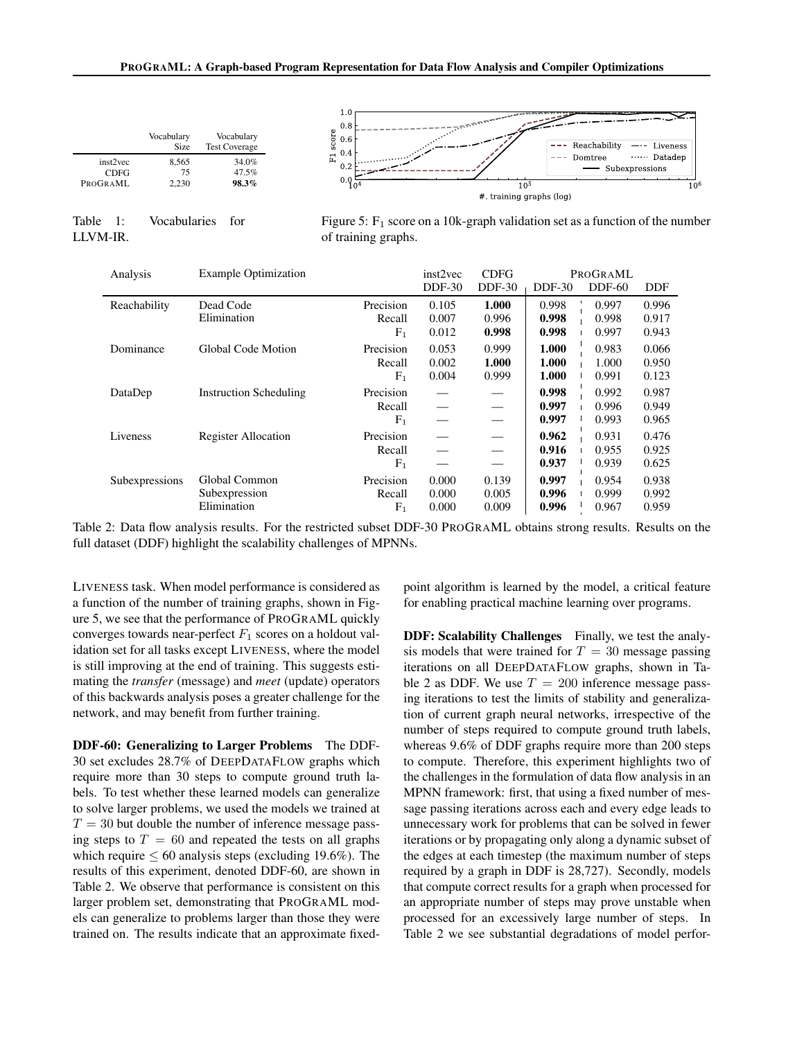|  | Vocabulary Size | Vocabulary Test Coverage |
|---|---|---|
| inst2vec | 8,565 | 34.0% |
| CDFG | 75 | 47.5% |
| ProGraML | 2,230 | **98.3%** |

Table 1: Vocabularies for LLVM-IR.

Figure 5: $F_1$ score on a 10k-graph validation set as a function of the number of training graphs.

| Analysis | Example Optimization | | inst2vec DDF-30 | CDFG DDF-30 | ProGraML DDF-30 | ProGraML DDF-60 | ProGraML DDF |
|---|---|---|---|---|---|---|---|
| Reachability | Dead Code Elimination | Precision | 0.105 | **1.000** | 0.998 | 0.997 | 0.996 |
| | | Recall | 0.007 | 0.996 | **0.998** | 0.998 | 0.917 |
| | | $F_1$ | 0.012 | **0.998** | **0.998** | 0.997 | 0.943 |
| Dominance | Global Code Motion | Precision | 0.053 | 0.999 | **1.000** | 0.983 | 0.066 |
| | | Recall | 0.002 | **1.000** | **1.000** | 1.000 | 0.950 |
| | | $F_1$ | 0.004 | 0.999 | **1.000** | 0.991 | 0.123 |
| DataDep | Instruction Scheduling | Precision | — | — | **0.998** | 0.992 | 0.987 |
| | | Recall | — | — | **0.997** | 0.996 | 0.949 |
| | | $F_1$ | — | — | **0.997** | 0.993 | 0.965 |
| Liveness | Register Allocation | Precision | — | — | **0.962** | 0.931 | 0.476 |
| | | Recall | — | — | **0.916** | 0.955 | 0.925 |
| | | $F_1$ | — | — | **0.937** | 0.939 | 0.625 |
| Subexpressions | Global Common Subexpression Elimination | Precision | 0.000 | 0.139 | **0.997** | 0.954 | 0.938 |
| | | Recall | 0.000 | 0.005 | **0.996** | 0.999 | 0.992 |
| | | $F_1$ | 0.000 | 0.009 | **0.996** | 0.967 | 0.959 |

Table 2: Data flow analysis results. For the restricted subset DDF-30 ProGraML obtains strong results. Results on the full dataset (DDF) highlight the scalability challenges of MPNNs.

Liveness task. When model performance is considered as a function of the number of training graphs, shown in Figure 5, we see that the performance of ProGraML quickly converges towards near-perfect $F_1$ scores on a holdout validation set for all tasks except Liveness, where the model is still improving at the end of training. This suggests estimating the *transfer* (message) and *meet* (update) operators of this backwards analysis poses a greater challenge for the network, and may benefit from further training.

**DDF-60: Generalizing to Larger Problems** The DDF-30 set excludes 28.7% of DeepDataFlow graphs which require more than 30 steps to compute ground truth labels. To test whether these learned models can generalize to solve larger problems, we used the models we trained at $T = 30$ but double the number of inference message passing steps to $T = 60$ and repeated the tests on all graphs which require $\leq 60$ analysis steps (excluding 19.6%). The results of this experiment, denoted DDF-60, are shown in Table 2. We observe that performance is consistent on this larger problem set, demonstrating that ProGraML models can generalize to problems larger than those they were trained on. The results indicate that an approximate fixed-point algorithm is learned by the model, a critical feature for enabling practical machine learning over programs.

**DDF: Scalability Challenges** Finally, we test the analysis models that were trained for $T = 30$ message passing iterations on all DeepDataFlow graphs, shown in Table 2 as DDF. We use $T = 200$ inference message passing steps to test the limits of stability and generalization of current graph neural networks, irrespective of the number of steps required to compute ground truth labels, whereas 9.6% of DDF graphs require more than 200 steps to compute. Therefore, this experiment highlights two of the challenges in the formulation of data flow analysis in an MPNN framework: first, that using a fixed number of message passing iterations across each and every edge leads to unnecessary work for problems that can be solved in fewer iterations or by propagating only along a dynamic subset of the edges at each timestep (the maximum number of steps required by a graph in DDF is 28,727). Secondly, models that compute correct results for a graph when processed for an appropriate number of steps may prove unstable when processed for an excessively large number of steps. In Table 2 we see substantial degradations of model perfor-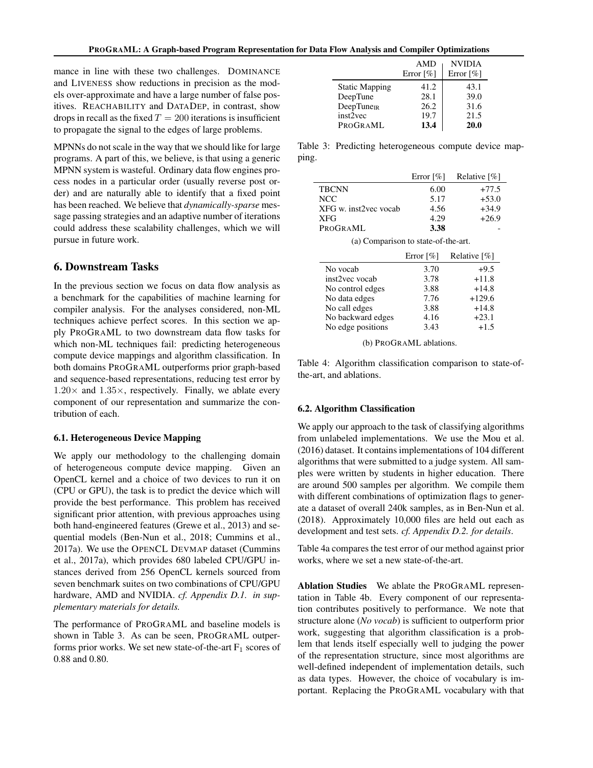mance in line with these two challenges. DOMINANCE and LIVENESS show reductions in precision as the models over-approximate and have a large number of false positives. REACHABILITY and DATADEP, in contrast, show drops in recall as the fixed $T = 200$ iterations is insufficient to propagate the signal to the edges of large problems.

MPNNs do not scale in the way that we should like for large programs. A part of this, we believe, is that using a generic MPNN system is wasteful. Ordinary data flow engines process nodes in a particular order (usually reverse post order) and are naturally able to identify that a fixed point has been reached. We believe that *dynamically-sparse* message passing strategies and an adaptive number of iterations could address these scalability challenges, which we will pursue in future work.

## 6. Downstream Tasks

In the previous section we focus on data flow analysis as a benchmark for the capabilities of machine learning for compiler analysis. For the analyses considered, non-ML techniques achieve perfect scores. In this section we apply PROGRAML to two downstream data flow tasks for which non-ML techniques fail: predicting heterogeneous compute device mappings and algorithm classification. In both domains PROGRAML outperforms prior graph-based and sequence-based representations, reducing test error by $1.20\times$ and $1.35\times$, respectively. Finally, we ablate every component of our representation and summarize the contribution of each.

### 6.1. Heterogeneous Device Mapping

We apply our methodology to the challenging domain of heterogeneous compute device mapping. Given an OpenCL kernel and a choice of two devices to run it on (CPU or GPU), the task is to predict the device which will provide the best performance. This problem has received significant prior attention, with previous approaches using both hand-engineered features (Grewe et al., 2013) and sequential models (Ben-Nun et al., 2018; Cummins et al., 2017a). We use the OPENCL DEVMAP dataset (Cummins et al., 2017a), which provides 680 labeled CPU/GPU instances derived from 256 OpenCL kernels sourced from seven benchmark suites on two combinations of CPU/GPU hardware, AMD and NVIDIA. *cf. Appendix D.1. in supplementary materials for details.*

The performance of PROGRAML and baseline models is shown in Table 3. As can be seen, PROGRAML outperforms prior works. We set new state-of-the-art $F_1$ scores of 0.88 and 0.80.

| | AMD Error [%] | NVIDIA Error [%] |
|---|---|---|
| Static Mapping | 41.2 | 43.1 |
| DeepTune | 28.1 | 39.0 |
| DeepTune$_{IR}$ | 26.2 | 31.6 |
| inst2vec | 19.7 | 21.5 |
| PROGRAML | **13.4** | **20.0** |

Table 3: Predicting heterogeneous compute device mapping.

| | Error [%] | Relative [%] |
|---|---|---|
| TBCNN | 6.00 | +77.5 |
| NCC | 5.17 | +53.0 |
| XFG w. inst2vec vocab | 4.56 | +34.9 |
| XFG | 4.29 | +26.9 |
| PROGRAML | **3.38** | - |

(a) Comparison to state-of-the-art.

| | Error [%] | Relative [%] |
|---|---|---|
| No vocab | 3.70 | +9.5 |
| inst2vec vocab | 3.78 | +11.8 |
| No control edges | 3.88 | +14.8 |
| No data edges | 7.76 | +129.6 |
| No call edges | 3.88 | +14.8 |
| No backward edges | 4.16 | +23.1 |
| No edge positions | 3.43 | +1.5 |

(b) PROGRAML ablations.

Table 4: Algorithm classification comparison to state-of-the-art, and ablations.

### 6.2. Algorithm Classification

We apply our approach to the task of classifying algorithms from unlabeled implementations. We use the Mou et al. (2016) dataset. It contains implementations of 104 different algorithms that were submitted to a judge system. All samples were written by students in higher education. There are around 500 samples per algorithm. We compile them with different combinations of optimization flags to generate a dataset of overall 240k samples, as in Ben-Nun et al. (2018). Approximately 10,000 files are held out each as development and test sets. *cf. Appendix D.2. for details*.

Table 4a compares the test error of our method against prior works, where we set a new state-of-the-art.

**Ablation Studies** We ablate the PROGRAML representation in Table 4b. Every component of our representation contributes positively to performance. We note that structure alone (*No vocab*) is sufficient to outperform prior work, suggesting that algorithm classification is a problem that lends itself especially well to judging the power of the representation structure, since most algorithms are well-defined independent of implementation details, such as data types. However, the choice of vocabulary is important. Replacing the PROGRAML vocabulary with that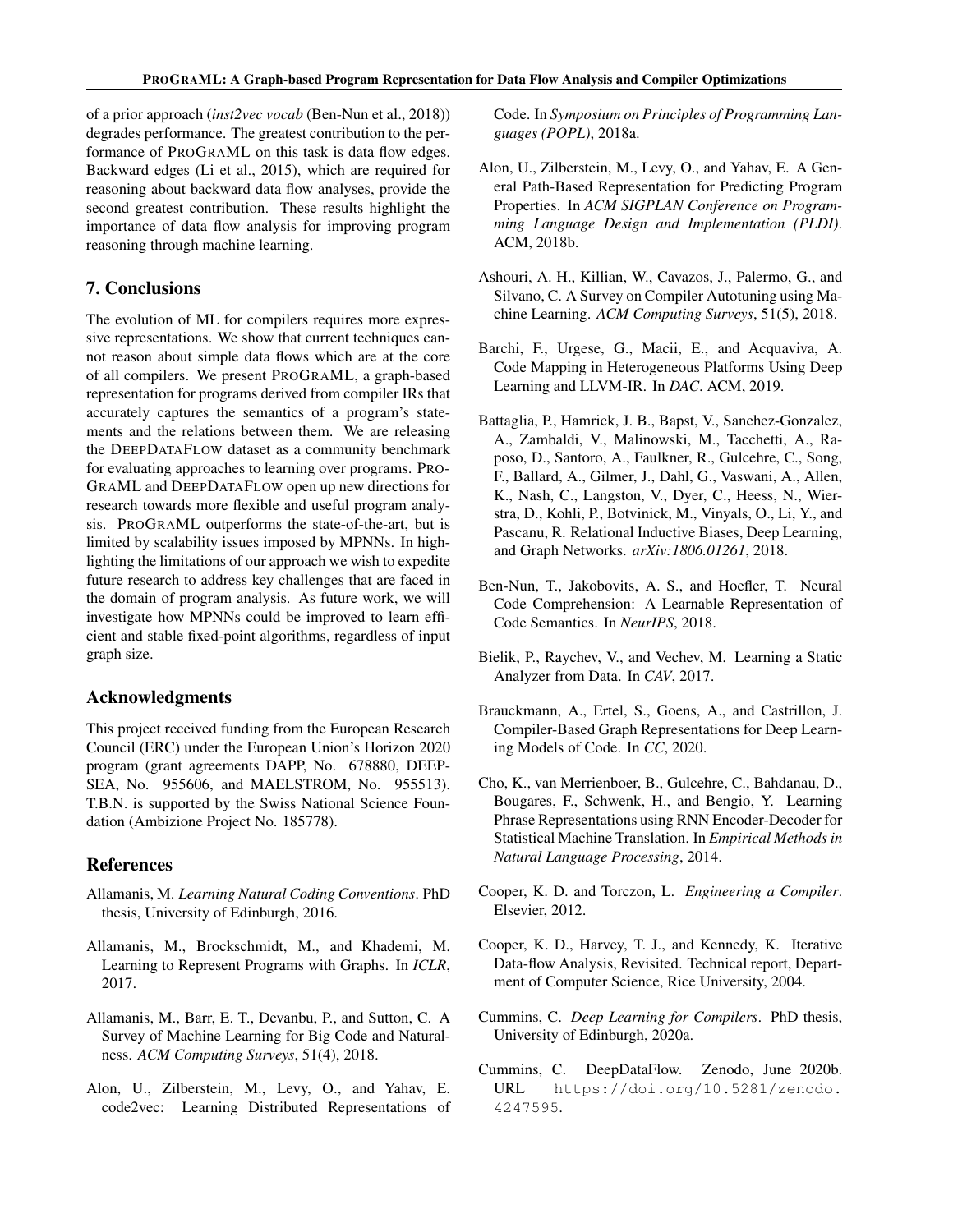of a prior approach (*inst2vec vocab* (Ben-Nun et al., 2018)) degrades performance. The greatest contribution to the performance of PROGRAML on this task is data flow edges. Backward edges (Li et al., 2015), which are required for reasoning about backward data flow analyses, provide the second greatest contribution. These results highlight the importance of data flow analysis for improving program reasoning through machine learning.

## 7. Conclusions

The evolution of ML for compilers requires more expressive representations. We show that current techniques cannot reason about simple data flows which are at the core of all compilers. We present PROGRAML, a graph-based representation for programs derived from compiler IRs that accurately captures the semantics of a program's statements and the relations between them. We are releasing the DEEPDATAFLOW dataset as a community benchmark for evaluating approaches to learning over programs. PROGRAML and DEEPDATAFLOW open up new directions for research towards more flexible and useful program analysis. PROGRAML outperforms the state-of-the-art, but is limited by scalability issues imposed by MPNNs. In highlighting the limitations of our approach we wish to expedite future research to address key challenges that are faced in the domain of program analysis. As future work, we will investigate how MPNNs could be improved to learn efficient and stable fixed-point algorithms, regardless of input graph size.

## Acknowledgments

This project received funding from the European Research Council (ERC) under the European Union's Horizon 2020 program (grant agreements DAPP, No. 678880, DEEP-SEA, No. 955606, and MAELSTROM, No. 955513). T.B.N. is supported by the Swiss National Science Foundation (Ambizione Project No. 185778).

## References

Allamanis, M. *Learning Natural Coding Conventions*. PhD thesis, University of Edinburgh, 2016.

Allamanis, M., Brockschmidt, M., and Khademi, M. Learning to Represent Programs with Graphs. In *ICLR*, 2017.

Allamanis, M., Barr, E. T., Devanbu, P., and Sutton, C. A Survey of Machine Learning for Big Code and Naturalness. *ACM Computing Surveys*, 51(4), 2018.

Alon, U., Zilberstein, M., Levy, O., and Yahav, E. code2vec: Learning Distributed Representations of Code. In *Symposium on Principles of Programming Languages (POPL)*, 2018a.

Alon, U., Zilberstein, M., Levy, O., and Yahav, E. A General Path-Based Representation for Predicting Program Properties. In *ACM SIGPLAN Conference on Programming Language Design and Implementation (PLDI)*. ACM, 2018b.

Ashouri, A. H., Killian, W., Cavazos, J., Palermo, G., and Silvano, C. A Survey on Compiler Autotuning using Machine Learning. *ACM Computing Surveys*, 51(5), 2018.

Barchi, F., Urgese, G., Macii, E., and Acquaviva, A. Code Mapping in Heterogeneous Platforms Using Deep Learning and LLVM-IR. In *DAC*. ACM, 2019.

Battaglia, P., Hamrick, J. B., Bapst, V., Sanchez-Gonzalez, A., Zambaldi, V., Malinowski, M., Tacchetti, A., Raposo, D., Santoro, A., Faulkner, R., Gulcehre, C., Song, F., Ballard, A., Gilmer, J., Dahl, G., Vaswani, A., Allen, K., Nash, C., Langston, V., Dyer, C., Heess, N., Wierstra, D., Kohli, P., Botvinick, M., Vinyals, O., Li, Y., and Pascanu, R. Relational Inductive Biases, Deep Learning, and Graph Networks. *arXiv:1806.01261*, 2018.

Ben-Nun, T., Jakobovits, A. S., and Hoefler, T. Neural Code Comprehension: A Learnable Representation of Code Semantics. In *NeurIPS*, 2018.

Bielik, P., Raychev, V., and Vechev, M. Learning a Static Analyzer from Data. In *CAV*, 2017.

Brauckmann, A., Ertel, S., Goens, A., and Castrillon, J. Compiler-Based Graph Representations for Deep Learning Models of Code. In *CC*, 2020.

Cho, K., van Merrienboer, B., Gulcehre, C., Bahdanau, D., Bougares, F., Schwenk, H., and Bengio, Y. Learning Phrase Representations using RNN Encoder-Decoder for Statistical Machine Translation. In *Empirical Methods in Natural Language Processing*, 2014.

Cooper, K. D. and Torczon, L. *Engineering a Compiler*. Elsevier, 2012.

Cooper, K. D., Harvey, T. J., and Kennedy, K. Iterative Data-flow Analysis, Revisited. Technical report, Department of Computer Science, Rice University, 2004.

Cummins, C. *Deep Learning for Compilers*. PhD thesis, University of Edinburgh, 2020a.

Cummins, C. DeepDataFlow. Zenodo, June 2020b. URL https://doi.org/10.5281/zenodo.4247595.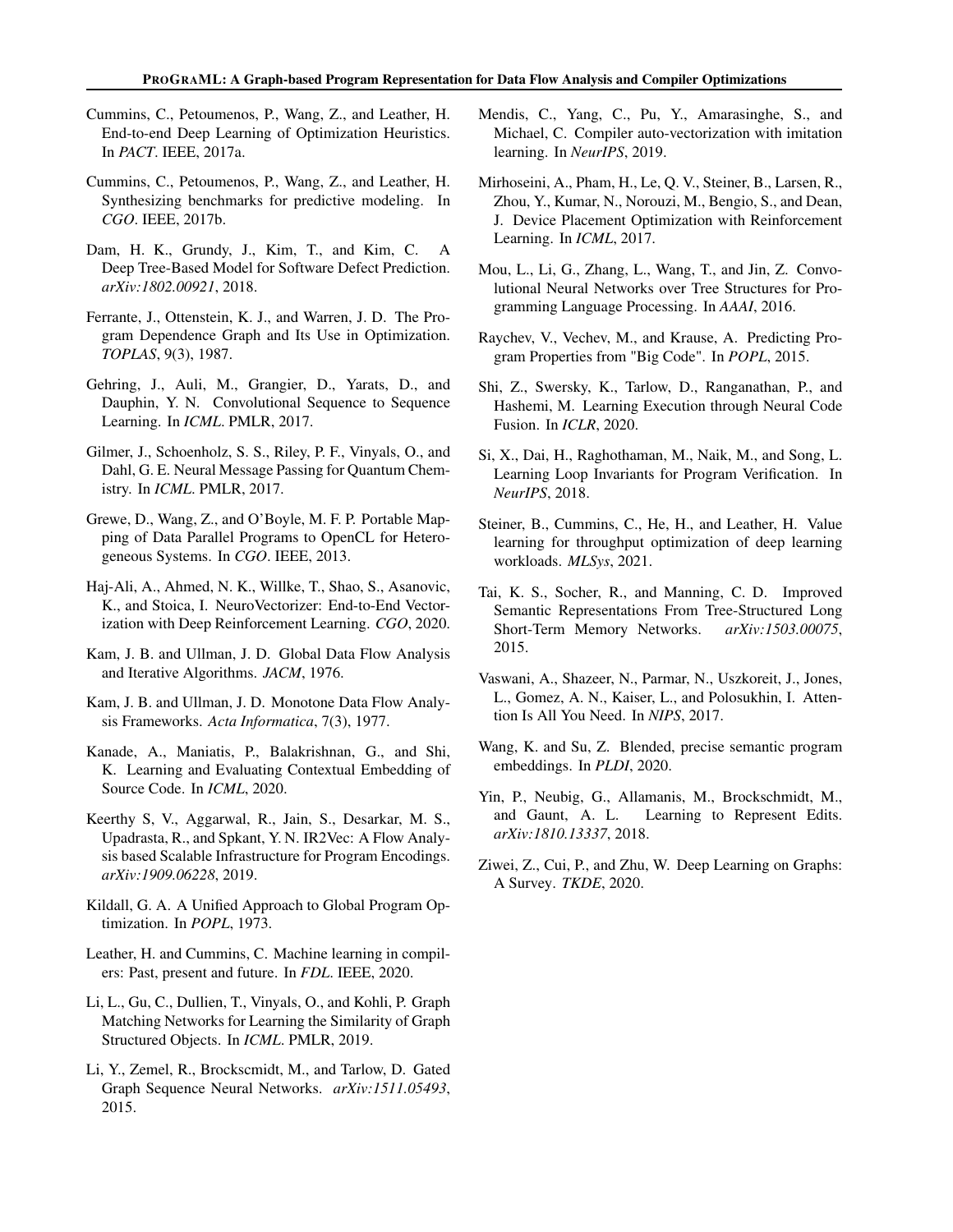Cummins, C., Petoumenos, P., Wang, Z., and Leather, H. End-to-end Deep Learning of Optimization Heuristics. In *PACT*. IEEE, 2017a.

Cummins, C., Petoumenos, P., Wang, Z., and Leather, H. Synthesizing benchmarks for predictive modeling. In *CGO*. IEEE, 2017b.

Dam, H. K., Grundy, J., Kim, T., and Kim, C. A Deep Tree-Based Model for Software Defect Prediction. *arXiv:1802.00921*, 2018.

Ferrante, J., Ottenstein, K. J., and Warren, J. D. The Program Dependence Graph and Its Use in Optimization. *TOPLAS*, 9(3), 1987.

Gehring, J., Auli, M., Grangier, D., Yarats, D., and Dauphin, Y. N. Convolutional Sequence to Sequence Learning. In *ICML*. PMLR, 2017.

Gilmer, J., Schoenholz, S. S., Riley, P. F., Vinyals, O., and Dahl, G. E. Neural Message Passing for Quantum Chemistry. In *ICML*. PMLR, 2017.

Grewe, D., Wang, Z., and O'Boyle, M. F. P. Portable Mapping of Data Parallel Programs to OpenCL for Heterogeneous Systems. In *CGO*. IEEE, 2013.

Haj-Ali, A., Ahmed, N. K., Willke, T., Shao, S., Asanovic, K., and Stoica, I. NeuroVectorizer: End-to-End Vectorization with Deep Reinforcement Learning. *CGO*, 2020.

Kam, J. B. and Ullman, J. D. Global Data Flow Analysis and Iterative Algorithms. *JACM*, 1976.

Kam, J. B. and Ullman, J. D. Monotone Data Flow Analysis Frameworks. *Acta Informatica*, 7(3), 1977.

Kanade, A., Maniatis, P., Balakrishnan, G., and Shi, K. Learning and Evaluating Contextual Embedding of Source Code. In *ICML*, 2020.

Keerthy S, V., Aggarwal, R., Jain, S., Desarkar, M. S., Upadrasta, R., and Spkant, Y. N. IR2Vec: A Flow Analysis based Scalable Infrastructure for Program Encodings. *arXiv:1909.06228*, 2019.

Kildall, G. A. A Unified Approach to Global Program Optimization. In *POPL*, 1973.

Leather, H. and Cummins, C. Machine learning in compilers: Past, present and future. In *FDL*. IEEE, 2020.

Li, L., Gu, C., Dullien, T., Vinyals, O., and Kohli, P. Graph Matching Networks for Learning the Similarity of Graph Structured Objects. In *ICML*. PMLR, 2019.

Li, Y., Zemel, R., Brockscmidt, M., and Tarlow, D. Gated Graph Sequence Neural Networks. *arXiv:1511.05493*, 2015.

Mendis, C., Yang, C., Pu, Y., Amarasinghe, S., and Michael, C. Compiler auto-vectorization with imitation learning. In *NeurIPS*, 2019.

Mirhoseini, A., Pham, H., Le, Q. V., Steiner, B., Larsen, R., Zhou, Y., Kumar, N., Norouzi, M., Bengio, S., and Dean, J. Device Placement Optimization with Reinforcement Learning. In *ICML*, 2017.

Mou, L., Li, G., Zhang, L., Wang, T., and Jin, Z. Convolutional Neural Networks over Tree Structures for Programming Language Processing. In *AAAI*, 2016.

Raychev, V., Vechev, M., and Krause, A. Predicting Program Properties from "Big Code". In *POPL*, 2015.

Shi, Z., Swersky, K., Tarlow, D., Ranganathan, P., and Hashemi, M. Learning Execution through Neural Code Fusion. In *ICLR*, 2020.

Si, X., Dai, H., Raghothaman, M., Naik, M., and Song, L. Learning Loop Invariants for Program Verification. In *NeurIPS*, 2018.

Steiner, B., Cummins, C., He, H., and Leather, H. Value learning for throughput optimization of deep learning workloads. *MLSys*, 2021.

Tai, K. S., Socher, R., and Manning, C. D. Improved Semantic Representations From Tree-Structured Long Short-Term Memory Networks. *arXiv:1503.00075*, 2015.

Vaswani, A., Shazeer, N., Parmar, N., Uszkoreit, J., Jones, L., Gomez, A. N., Kaiser, L., and Polosukhin, I. Attention Is All You Need. In *NIPS*, 2017.

Wang, K. and Su, Z. Blended, precise semantic program embeddings. In *PLDI*, 2020.

Yin, P., Neubig, G., Allamanis, M., Brockschmidt, M., and Gaunt, A. L. Learning to Represent Edits. *arXiv:1810.13337*, 2018.

Ziwei, Z., Cui, P., and Zhu, W. Deep Learning on Graphs: A Survey. *TKDE*, 2020.